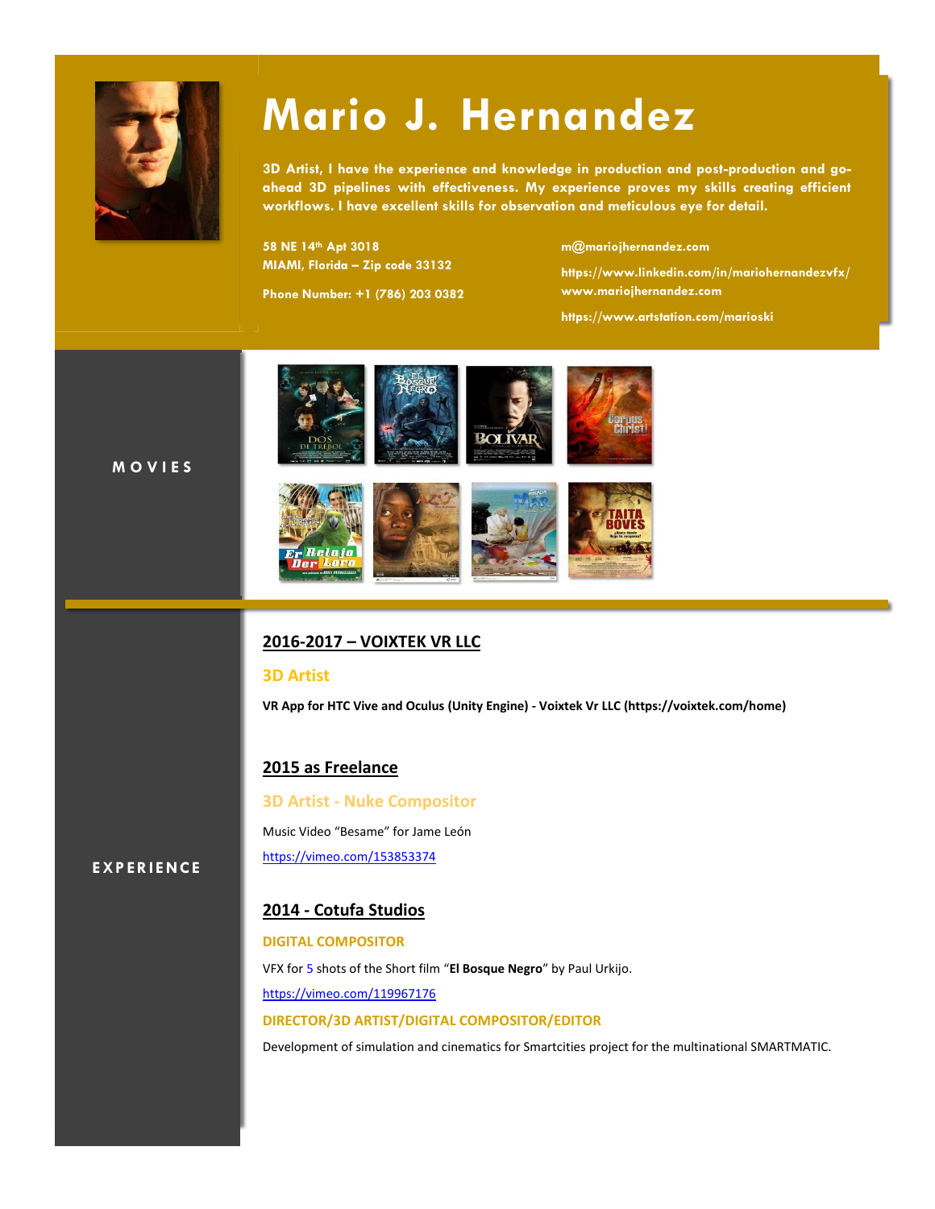# Mario J. Hernandez

**3D Artist, I have the experience and knowledge in production and post-production and go-ahead 3D pipelines with effectiveness. My experience proves my skills creating efficient workflows. I have excellent skills for observation and meticulous eye for detail.**

**58 NE 14th Apt 3018**
**MIAMI, Florida – Zip code 33132**

**Phone Number: +1 (786) 203 0382**

**m@mariojhernandez.com**

**https://www.linkedin.com/in/mariohernandezvfx/**
**www.mariojhernandez.com**

**https://www.artstation.com/marioski**

## MOVIES

## EXPERIENCE

### 2016-2017 – VOIXTEK VR LLC

**3D Artist**

**VR App for HTC Vive and Oculus (Unity Engine) - Voixtek Vr LLC (https://voixtek.com/home)**

### 2015 as Freelance

**3D Artist - Nuke Compositor**

Music Video "Besame" for Jame León

https://vimeo.com/153853374

### 2014 - Cotufa Studios

**DIGITAL COMPOSITOR**

VFX for 5 shots of the Short film "**El Bosque Negro**" by Paul Urkijo.

https://vimeo.com/119967176

**DIRECTOR/3D ARTIST/DIGITAL COMPOSITOR/EDITOR**

Development of simulation and cinematics for Smartcities project for the multinational SMARTMATIC.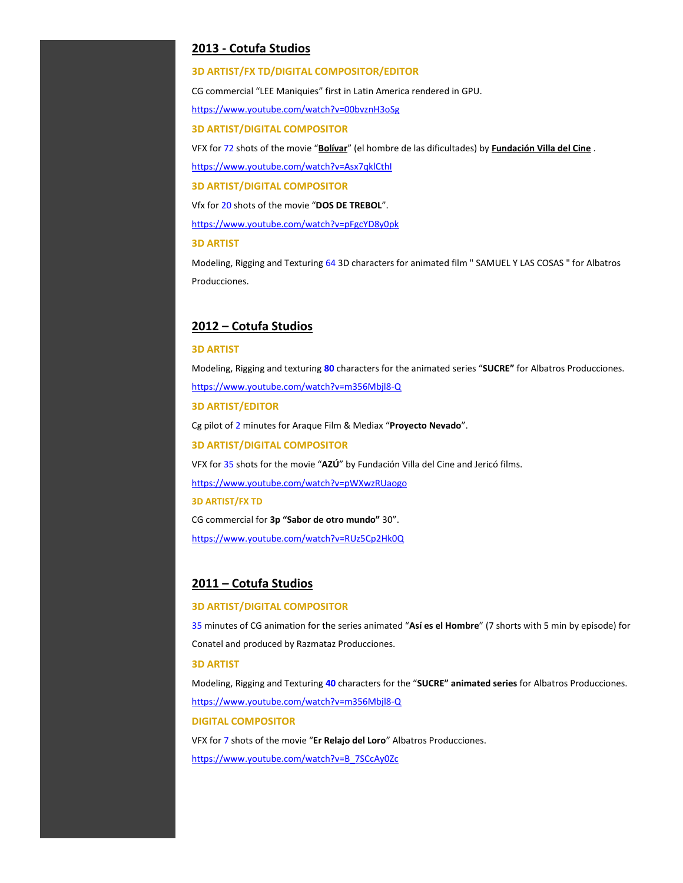## 2013 - Cotufa Studios

### 3D ARTIST/FX TD/DIGITAL COMPOSITOR/EDITOR

CG commercial "LEE Maniquies" first in Latin America rendered in GPU.

https://www.youtube.com/watch?v=00bvznH3oSg

### 3D ARTIST/DIGITAL COMPOSITOR

VFX for 72 shots of the movie "**Bolívar**" (el hombre de las dificultades) by **Fundación Villa del Cine** .

https://www.youtube.com/watch?v=Asx7qklCthI

### 3D ARTIST/DIGITAL COMPOSITOR

Vfx for 20 shots of the movie "**DOS DE TREBOL**".

https://www.youtube.com/watch?v=pFgcYD8y0pk

### 3D ARTIST

Modeling, Rigging and Texturing 64 3D characters for animated film " SAMUEL Y LAS COSAS " for Albatros Producciones.

## 2012 – Cotufa Studios

### 3D ARTIST

Modeling, Rigging and texturing **80** characters for the animated series "**SUCRE"** for Albatros Producciones.

https://www.youtube.com/watch?v=m356Mbjl8-Q

### 3D ARTIST/EDITOR

Cg pilot of 2 minutes for Araque Film & Mediax "**Proyecto Nevado**".

### 3D ARTIST/DIGITAL COMPOSITOR

VFX for 35 shots for the movie "**AZÚ**" by Fundación Villa del Cine and Jericó films.

https://www.youtube.com/watch?v=pWXwzRUaogo

### 3D ARTIST/FX TD

CG commercial for **3p "Sabor de otro mundo"** 30".

https://www.youtube.com/watch?v=RUz5Cp2Hk0Q

## 2011 – Cotufa Studios

### 3D ARTIST/DIGITAL COMPOSITOR

35 minutes of CG animation for the series animated "**Así es el Hombre**" (7 shorts with 5 min by episode) for Conatel and produced by Razmataz Producciones.

### 3D ARTIST

Modeling, Rigging and Texturing **40** characters for the "**SUCRE" animated series** for Albatros Producciones.

https://www.youtube.com/watch?v=m356Mbjl8-Q

### DIGITAL COMPOSITOR

VFX for 7 shots of the movie "**Er Relajo del Loro**" Albatros Producciones.

https://www.youtube.com/watch?v=B_7SCcAy0Zc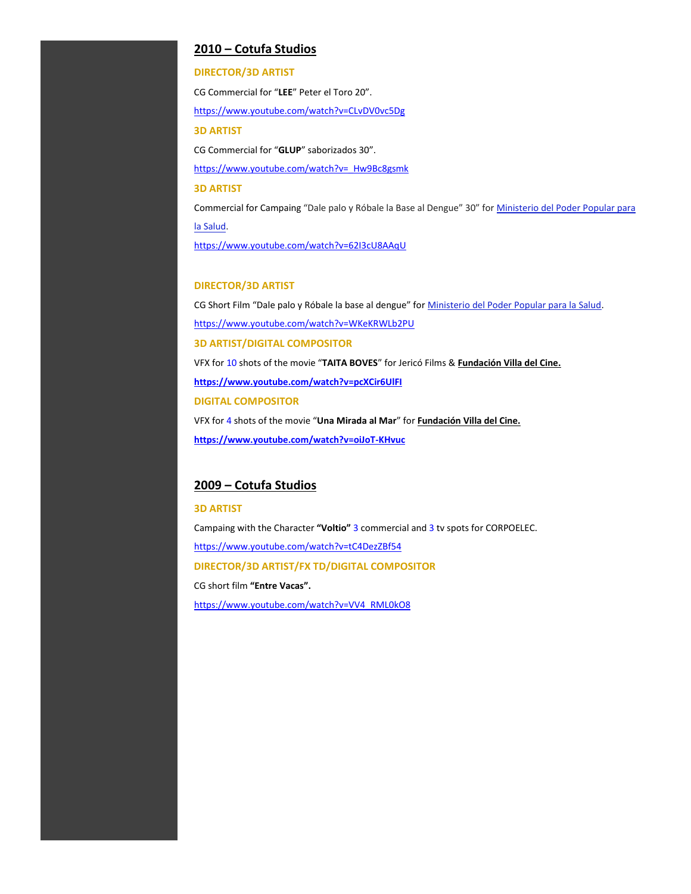## 2010 – Cotufa Studios

### DIRECTOR/3D ARTIST

CG Commercial for "**LEE**" Peter el Toro 20".

https://www.youtube.com/watch?v=CLvDV0vc5Dg

### 3D ARTIST

CG Commercial for "**GLUP**" saborizados 30".

https://www.youtube.com/watch?v=_Hw9Bc8gsmk

### 3D ARTIST

Commercial for Campaing "Dale palo y Róbale la Base al Dengue" 30" for Ministerio del Poder Popular para la Salud.

https://www.youtube.com/watch?v=62I3cU8AAqU

### DIRECTOR/3D ARTIST

CG Short Film "Dale palo y Róbale la base al dengue" for Ministerio del Poder Popular para la Salud.

https://www.youtube.com/watch?v=WKeKRWLb2PU

### 3D ARTIST/DIGITAL COMPOSITOR

VFX for 10 shots of the movie "**TAITA BOVES**" for Jericó Films & **Fundación Villa del Cine.**

**https://www.youtube.com/watch?v=pcXCir6UlFI**

### DIGITAL COMPOSITOR

VFX for 4 shots of the movie "**Una Mirada al Mar**" for **Fundación Villa del Cine.**

**https://www.youtube.com/watch?v=oiJoT-KHvuc**

## 2009 – Cotufa Studios

### 3D ARTIST

Campaing with the Character **"Voltio"** 3 commercial and 3 tv spots for CORPOELEC.

https://www.youtube.com/watch?v=tC4DezZBf54

### DIRECTOR/3D ARTIST/FX TD/DIGITAL COMPOSITOR

CG short film **"Entre Vacas".**

https://www.youtube.com/watch?v=VV4_RML0kO8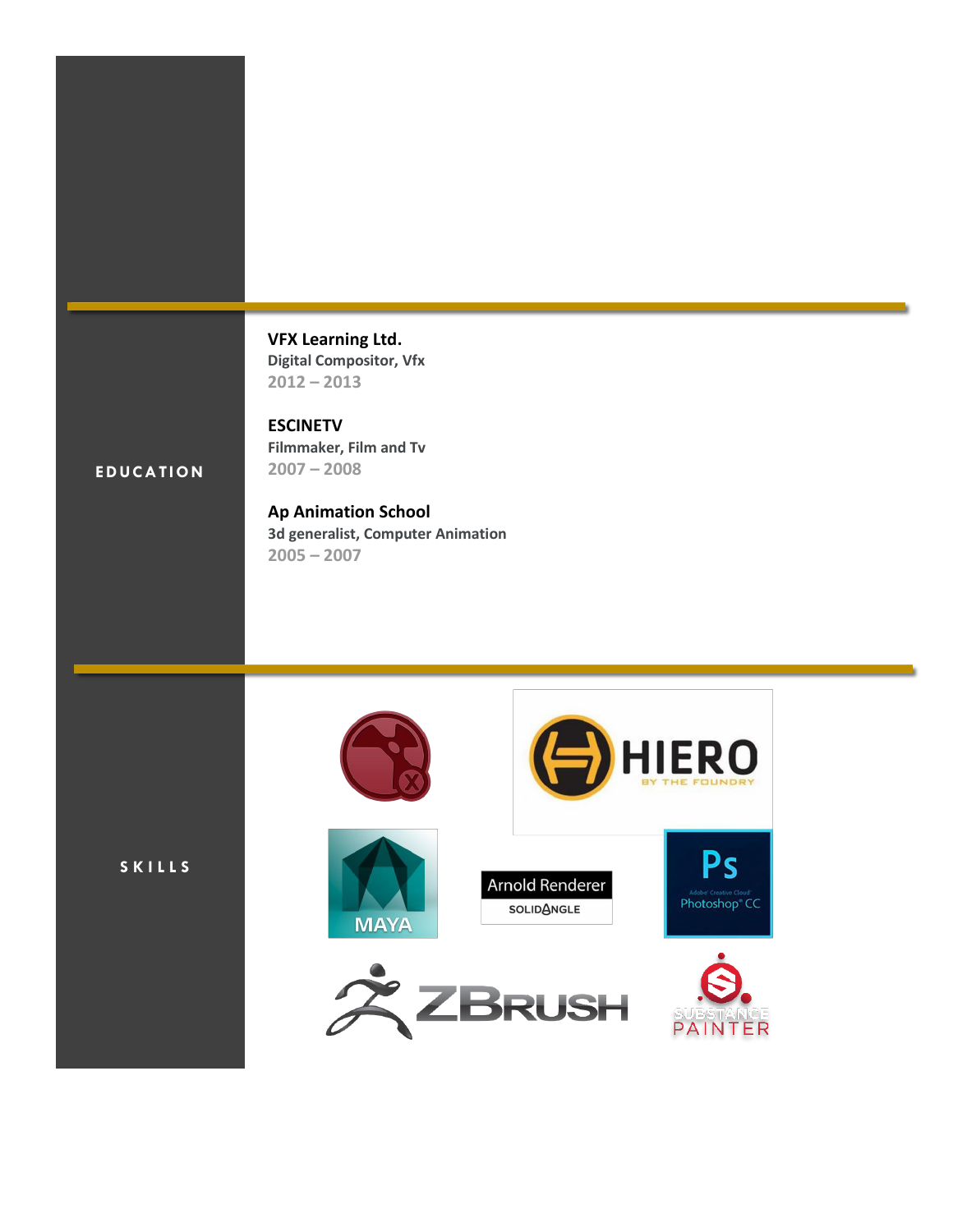## EDUCATION

**VFX Learning Ltd.**
**Digital Compositor, Vfx**
2012 – 2013

**ESCINETV**
**Filmmaker, Film and Tv**
2007 – 2008

**Ap Animation School**
**3d generalist, Computer Animation**
2005 – 2007

## SKILLS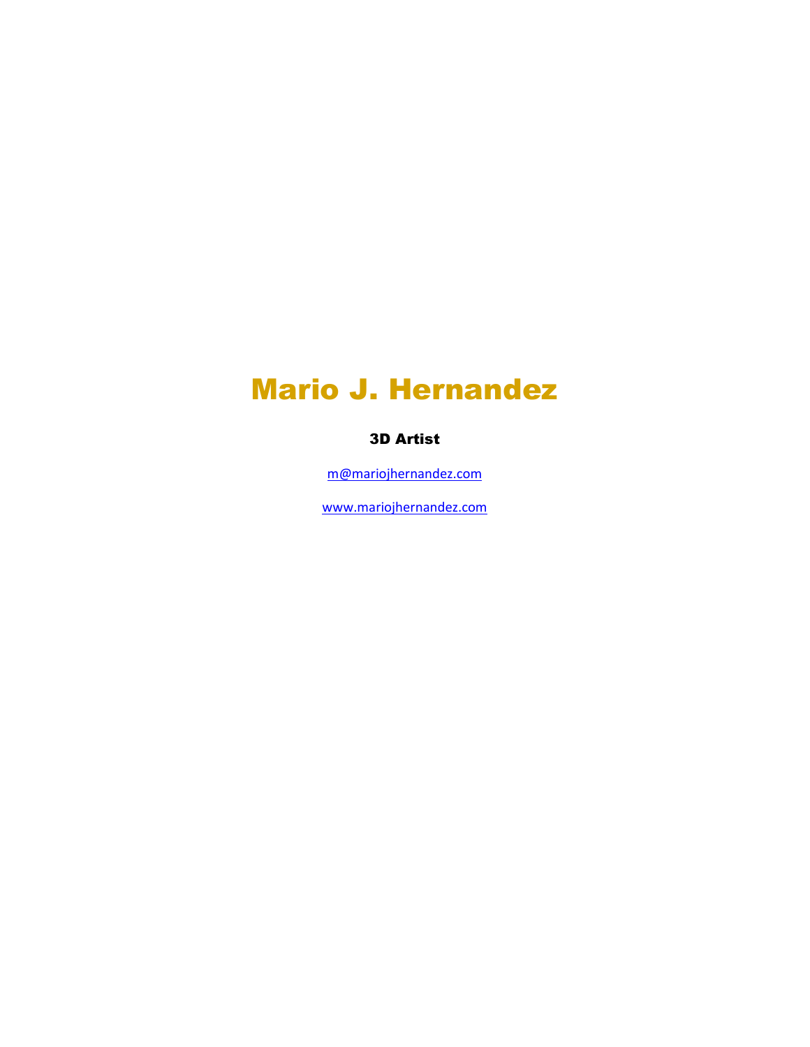# Mario J. Hernandez

**3D Artist**

[m@mariojhernandez.com](mailto:m@mariojhernandez.com)

[www.mariojhernandez.com](http://www.mariojhernandez.com)